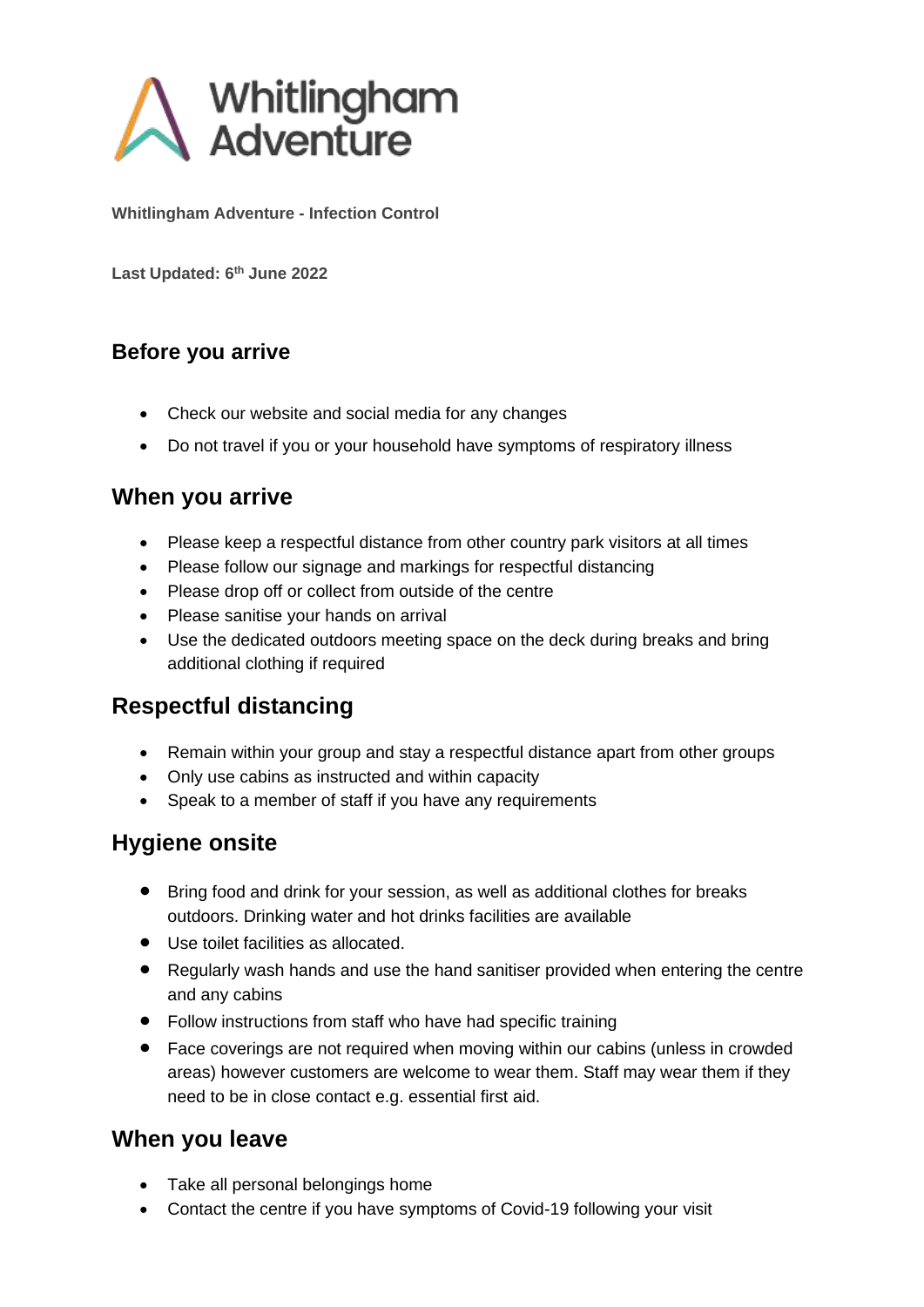Whitlingham Adventure

**Whitlingham Adventure - Infection Control**

**Last Updated: 6th June 2022**

## Before you arrive

- Check our website and social media for any changes
- Do not travel if you or your household have symptoms of respiratory illness

## When you arrive

- Please keep a respectful distance from other country park visitors at all times
- Please follow our signage and markings for respectful distancing
- Please drop off or collect from outside of the centre
- Please sanitise your hands on arrival
- Use the dedicated outdoors meeting space on the deck during breaks and bring additional clothing if required

## Respectful distancing

- Remain within your group and stay a respectful distance apart from other groups
- Only use cabins as instructed and within capacity
- Speak to a member of staff if you have any requirements

## Hygiene onsite

- Bring food and drink for your session, as well as additional clothes for breaks outdoors. Drinking water and hot drinks facilities are available
- Use toilet facilities as allocated.
- Regularly wash hands and use the hand sanitiser provided when entering the centre and any cabins
- Follow instructions from staff who have had specific training
- Face coverings are not required when moving within our cabins (unless in crowded areas) however customers are welcome to wear them. Staff may wear them if they need to be in close contact e.g. essential first aid.

## When you leave

- Take all personal belongings home
- Contact the centre if you have symptoms of Covid-19 following your visit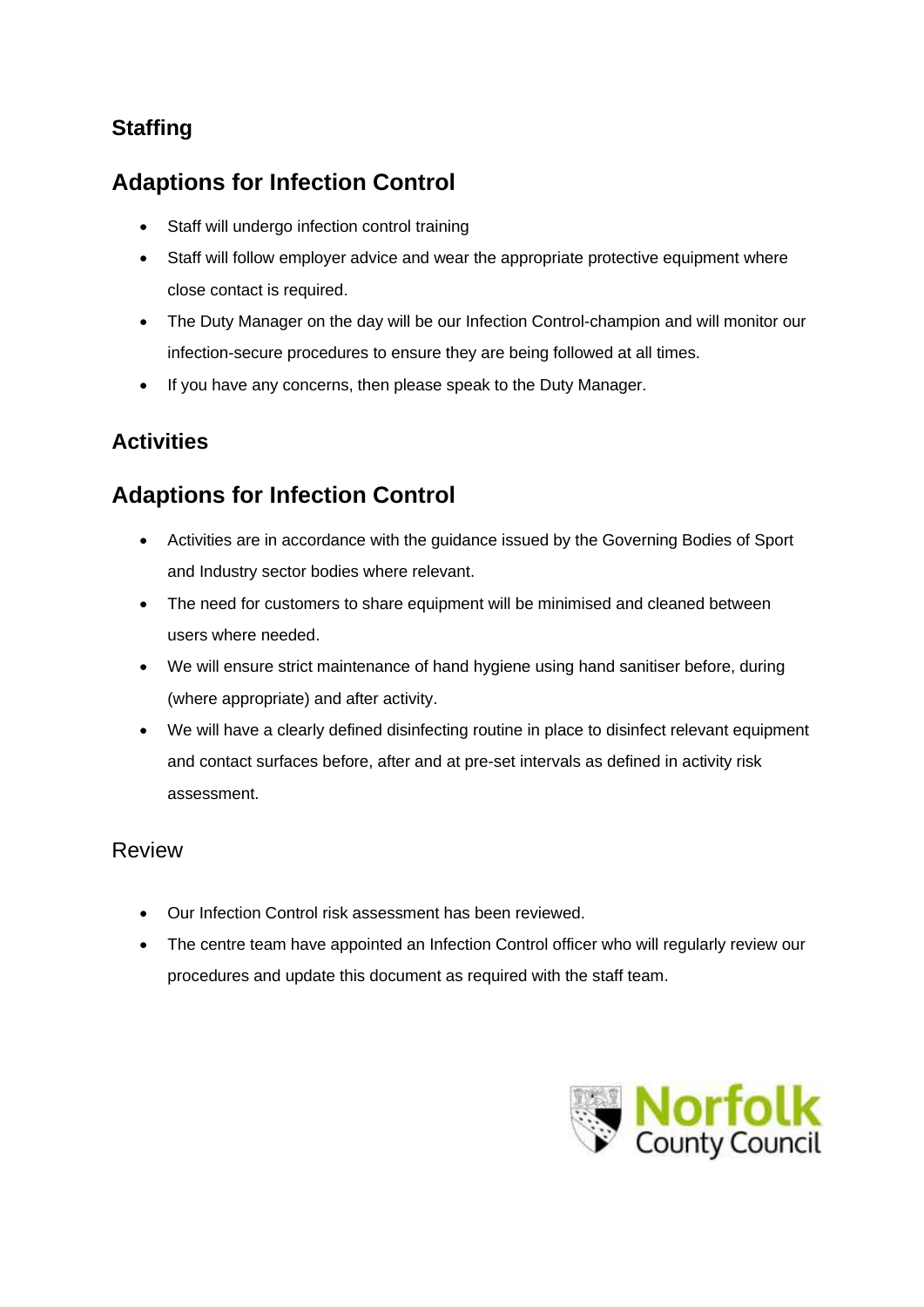## Staffing

## Adaptions for Infection Control

- Staff will undergo infection control training
- Staff will follow employer advice and wear the appropriate protective equipment where close contact is required.
- The Duty Manager on the day will be our Infection Control-champion and will monitor our infection-secure procedures to ensure they are being followed at all times.
- If you have any concerns, then please speak to the Duty Manager.

## Activities

## Adaptions for Infection Control

- Activities are in accordance with the guidance issued by the Governing Bodies of Sport and Industry sector bodies where relevant.
- The need for customers to share equipment will be minimised and cleaned between users where needed.
- We will ensure strict maintenance of hand hygiene using hand sanitiser before, during (where appropriate) and after activity.
- We will have a clearly defined disinfecting routine in place to disinfect relevant equipment and contact surfaces before, after and at pre-set intervals as defined in activity risk assessment.

## Review

- Our Infection Control risk assessment has been reviewed.
- The centre team have appointed an Infection Control officer who will regularly review our procedures and update this document as required with the staff team.

Norfolk County Council